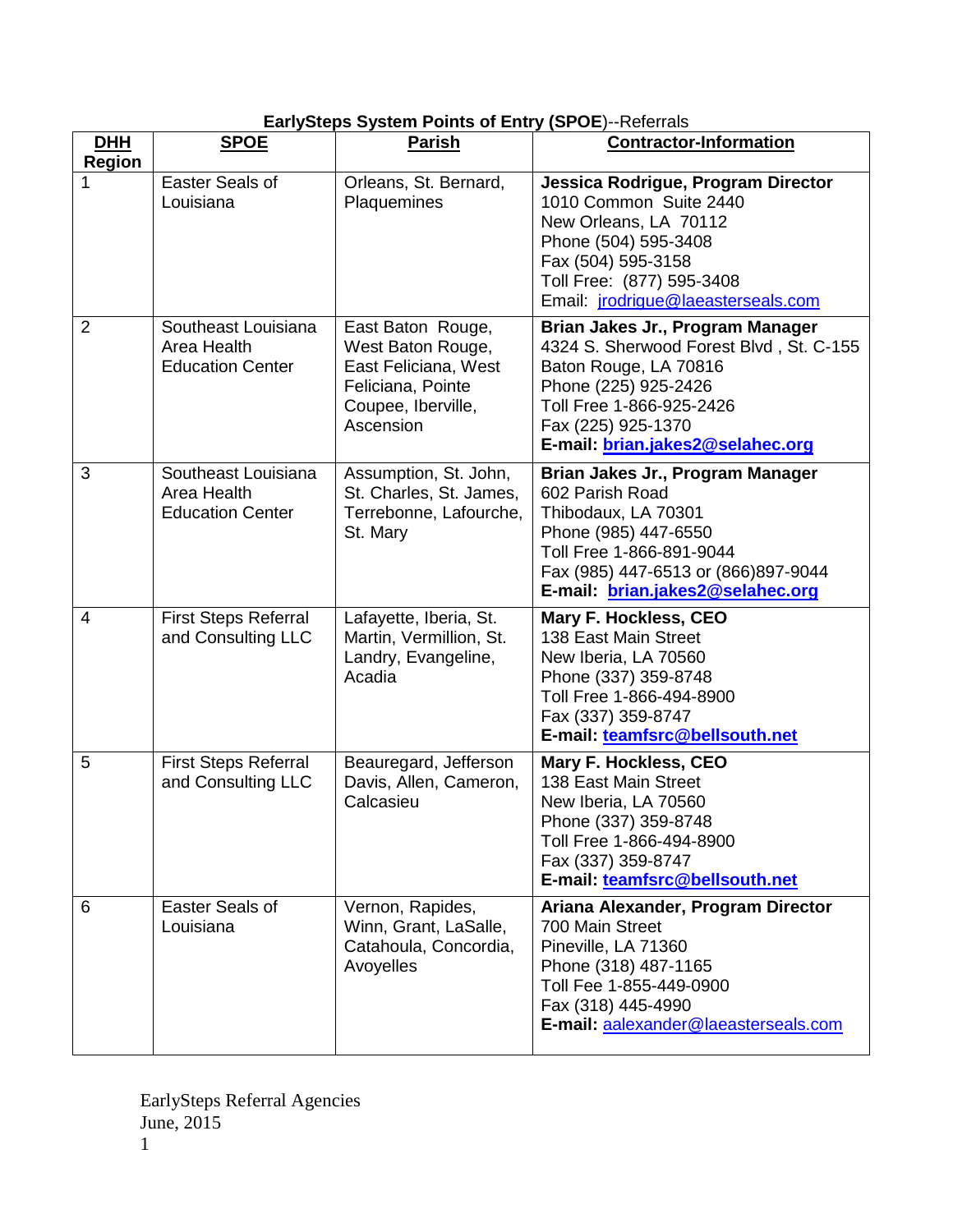**EarlySteps System Points of Entry (SPOE)**--Referrals

| DHH Region | SPOE | Parish | Contractor-Information |
|---|---|---|---|
| 1 | Easter Seals of Louisiana | Orleans, St. Bernard, Plaquemines | **Jessica Rodrigue, Program Director**<br>1010 Common Suite 2440<br>New Orleans, LA 70112<br>Phone (504) 595-3408<br>Fax (504) 595-3158<br>Toll Free: (877) 595-3408<br>Email: jrodrigue@laeasterseals.com |
| 2 | Southeast Louisiana Area Health Education Center | East Baton Rouge, West Baton Rouge, East Feliciana, West Feliciana, Pointe Coupee, Iberville, Ascension | **Brian Jakes Jr., Program Manager**<br>4324 S. Sherwood Forest Blvd , St. C-155<br>Baton Rouge, LA 70816<br>Phone (225) 925-2426<br>Toll Free 1-866-925-2426<br>Fax (225) 925-1370<br>**E-mail: brian.jakes2@selahec.org** |
| 3 | Southeast Louisiana Area Health Education Center | Assumption, St. John, St. Charles, St. James, Terrebonne, Lafourche, St. Mary | **Brian Jakes Jr., Program Manager**<br>602 Parish Road<br>Thibodaux, LA 70301<br>Phone (985) 447-6550<br>Toll Free 1-866-891-9044<br>Fax (985) 447-6513 or (866)897-9044<br>**E-mail: brian.jakes2@selahec.org** |
| 4 | First Steps Referral and Consulting LLC | Lafayette, Iberia, St. Martin, Vermillion, St. Landry, Evangeline, Acadia | **Mary F. Hockless, CEO**<br>138 East Main Street<br>New Iberia, LA 70560<br>Phone (337) 359-8748<br>Toll Free 1-866-494-8900<br>Fax (337) 359-8747<br>**E-mail: teamfsrc@bellsouth.net** |
| 5 | First Steps Referral and Consulting LLC | Beauregard, Jefferson Davis, Allen, Cameron, Calcasieu | **Mary F. Hockless, CEO**<br>138 East Main Street<br>New Iberia, LA 70560<br>Phone (337) 359-8748<br>Toll Free 1-866-494-8900<br>Fax (337) 359-8747<br>**E-mail: teamfsrc@bellsouth.net** |
| 6 | Easter Seals of Louisiana | Vernon, Rapides, Winn, Grant, LaSalle, Catahoula, Concordia, Avoyelles | **Ariana Alexander, Program Director**<br>700 Main Street<br>Pineville, LA 71360<br>Phone (318) 487-1165<br>Toll Fee 1-855-449-0900<br>Fax (318) 445-4990<br>**E-mail:** aalexander@laeasterseals.com |

EarlySteps Referral Agencies
June, 2015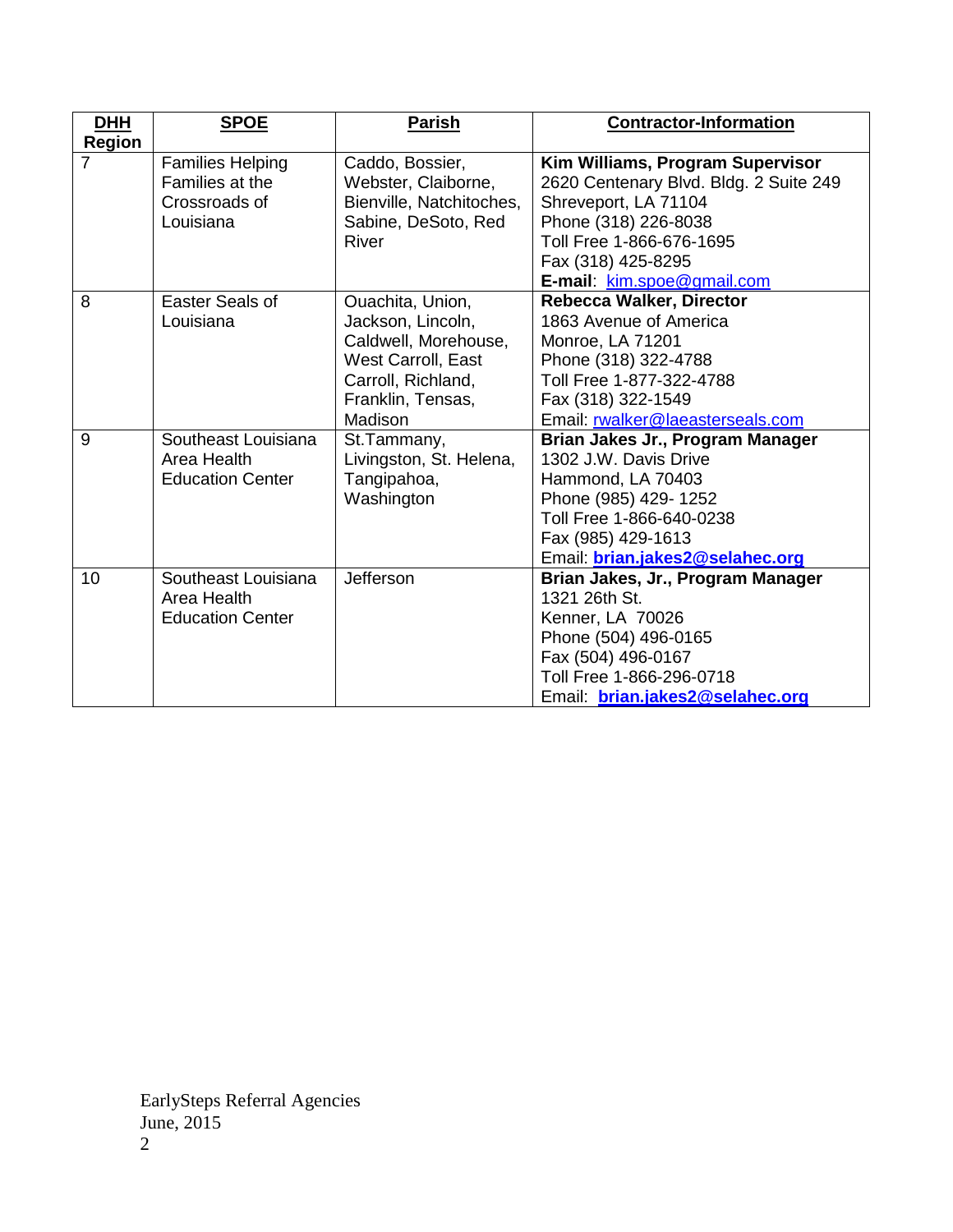| DHH Region | SPOE | Parish | Contractor-Information |
| --- | --- | --- | --- |
| 7 | Families Helping Families at the Crossroads of Louisiana | Caddo, Bossier, Webster, Claiborne, Bienville, Natchitoches, Sabine, DeSoto, Red River | **Kim Williams, Program Supervisor**<br>2620 Centenary Blvd. Bldg. 2 Suite 249<br>Shreveport, LA 71104<br>Phone (318) 226-8038<br>Toll Free 1-866-676-1695<br>Fax (318) 425-8295<br>**E-mail**: kim.spoe@gmail.com |
| 8 | Easter Seals of Louisiana | Ouachita, Union, Jackson, Lincoln, Caldwell, Morehouse, West Carroll, East Carroll, Richland, Franklin, Tensas, Madison | **Rebecca Walker, Director**<br>1863 Avenue of America<br>Monroe, LA 71201<br>Phone (318) 322-4788<br>Toll Free 1-877-322-4788<br>Fax (318) 322-1549<br>Email: rwalker@laeasterseals.com |
| 9 | Southeast Louisiana Area Health Education Center | St.Tammany, Livingston, St. Helena, Tangipahoa, Washington | **Brian Jakes Jr., Program Manager**<br>1302 J.W. Davis Drive<br>Hammond, LA 70403<br>Phone (985) 429- 1252<br>Toll Free 1-866-640-0238<br>Fax (985) 429-1613<br>Email: **brian.jakes2@selahec.org** |
| 10 | Southeast Louisiana Area Health Education Center | Jefferson | **Brian Jakes, Jr., Program Manager**<br>1321 26th St.<br>Kenner, LA 70026<br>Phone (504) 496-0165<br>Fax (504) 496-0167<br>Toll Free 1-866-296-0718<br>Email: **brian.jakes2@selahec.org** |

EarlySteps Referral Agencies
June, 2015